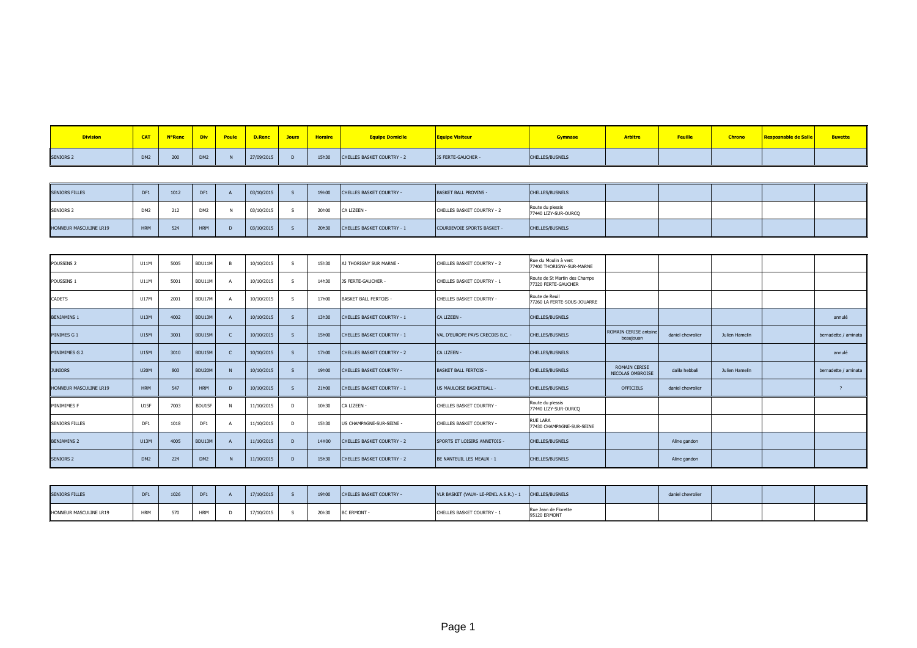| Division | CAT | N°Renc | Div | Poule | D.Renc | Jours | Horaire | Equipe Domicile | Equipe Visiteur | Gymnase | Arbitre | Feuille | Chrono | Resposnable de Salle | Buvette |
|---|---|---|---|---|---|---|---|---|---|---|---|---|---|---|---|
| SENIORS 2 | DM2 | 200 | DM2 | N | 27/09/2015 | D | 15h30 | CHELLES BASKET COURTRY - 2 | JS FERTE-GAUCHER - | CHELLES/BUSNELS | | | | | |
| SENIORS FILLES | DF1 | 1012 | DF1 | A | 03/10/2015 | S | 19h00 | CHELLES BASKET COURTRY - | BASKET BALL PROVINS - | CHELLES/BUSNELS | | | | | |
| SENIORS 2 | DM2 | 212 | DM2 | N | 03/10/2015 | S | 20h00 | CA LIZEEN - | CHELLES BASKET COURTRY - 2 | Route du plessis 77440 LIZY-SUR-OURCQ | | | | | |
| HONNEUR MASCULINE LR19 | HRM | 524 | HRM | D | 03/10/2015 | S | 20h30 | CHELLES BASKET COURTRY - 1 | COURBEVOIE SPORTS BASKET - | CHELLES/BUSNELS | | | | | |
| POUSSINS 2 | U11M | 5005 | BDU11M | B | 10/10/2015 | S | 15h30 | AJ THORIGNY SUR MARNE - | CHELLES BASKET COURTRY - 2 | Rue du Moulin à vent 77400 THORIGNY-SUR-MARNE | | | | | |
| POUSSINS 1 | U11M | 5001 | BDU11M | A | 10/10/2015 | S | 14h30 | JS FERTE-GAUCHER - | CHELLES BASKET COURTRY - 1 | Route de St Martin des Champs 77320 FERTE-GAUCHER | | | | | |
| CADETS | U17M | 2001 | BDU17M | A | 10/10/2015 | S | 17h00 | BASKET BALL FERTOIS - | CHELLES BASKET COURTRY - | Route de Reuil 77260 LA FERTE-SOUS-JOUARRE | | | | | |
| BENJAMINS 1 | U13M | 4002 | BDU13M | A | 10/10/2015 | S | 13h30 | CHELLES BASKET COURTRY - 1 | CA LIZEEN - | CHELLES/BUSNELS | | | | | annulé |
| MINIMES G 1 | U15M | 3001 | BDU15M | C | 10/10/2015 | S | 15h00 | CHELLES BASKET COURTRY - 1 | VAL D'EUROPE PAYS CRECOIS B.C. - | CHELLES/BUSNELS | ROMAIN CERISE antoine beaujouan | daniel chevrolier | Julien Hamelin | | bernadette / aminata |
| MINIMIMES G 2 | U15M | 3010 | BDU15M | C | 10/10/2015 | S | 17h00 | CHELLES BASKET COURTRY - 2 | CA LIZEEN - | CHELLES/BUSNELS | | | | | annulé |
| JUNIORS | U20M | 803 | BDU20M | N | 10/10/2015 | S | 19h00 | CHELLES BASKET COURTRY - | BASKET BALL FERTOIS - | CHELLES/BUSNELS | ROMAIN CERISE NICOLAS OMBROISE | dalila hebbali | Julien Hamelin | | bernadette / aminata |
| HONNEUR MASCULINE LR19 | HRM | 547 | HRM | D | 10/10/2015 | S | 21h00 | CHELLES BASKET COURTRY - 1 | US MAULOISE BASKETBALL - | CHELLES/BUSNELS | OFFICIELS | daniel chevrolier | | | ? |
| MINIMIMES F | U15F | 7003 | BDU15F | N | 11/10/2015 | D | 10h30 | CA LIZEEN - | CHELLES BASKET COURTRY - | Route du plessis 77440 LIZY-SUR-OURCQ | | | | | |
| SENIORS FILLES | DF1 | 1018 | DF1 | A | 11/10/2015 | D | 15h30 | US CHAMPAGNE-SUR-SEINE - | CHELLES BASKET COURTRY - | RUE LARA 77430 CHAMPAGNE-SUR-SEINE | | | | | |
| BENJAMINS 2 | U13M | 4005 | BDU13M | A | 11/10/2015 | D | 14H00 | CHELLES BASKET COURTRY - 2 | SPORTS ET LOISIRS ANNETOIS - | CHELLES/BUSNELS | | Aline gandon | | | |
| SENIORS 2 | DM2 | 224 | DM2 | N | 11/10/2015 | D | 15h30 | CHELLES BASKET COURTRY - 2 | BE NANTEUIL LES MEAUX - 1 | CHELLES/BUSNELS | | Aline gandon | | | |
| SENIORS FILLES | DF1 | 1026 | DF1 | A | 17/10/2015 | S | 19h00 | CHELLES BASKET COURTRY - | VLR BASKET (VAUX- LE-PENIL A.S.R.) - 1 | CHELLES/BUSNELS | | daniel chevrolier | | | |
| HONNEUR MASCULINE LR19 | HRM | 570 | HRM | D | 17/10/2015 | S | 20h30 | BC ERMONT - | CHELLES BASKET COURTRY - 1 | Rue Jean de Florette 95120 ERMONT | | | | | |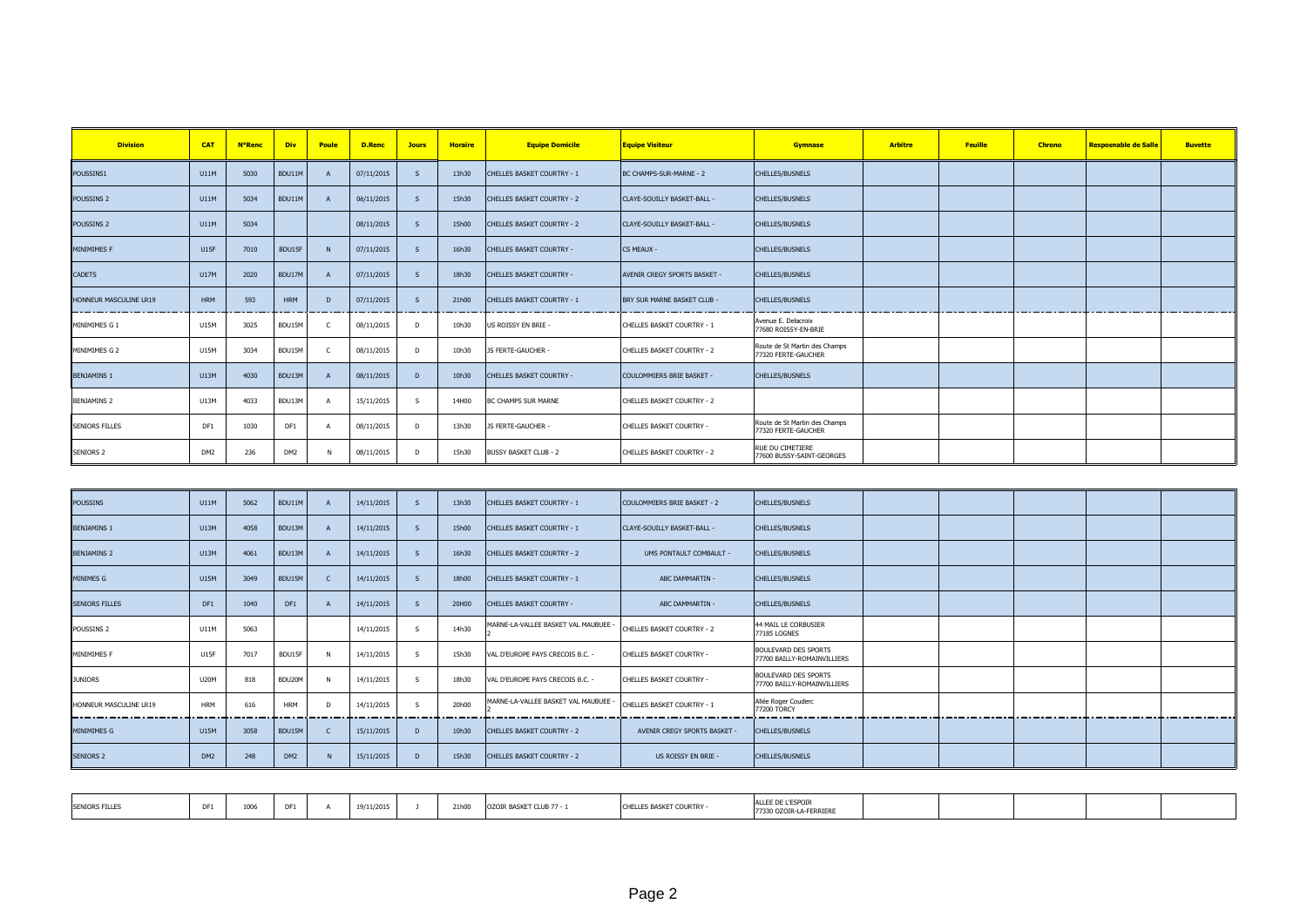| Division | CAT | N°Renc | Div | Poule | D.Renc | Jours | Horaire | Equipe Domicile | Equipe Visiteur | Gymnase | Arbitre | Feuille | Chrono | Resposnable de Salle | Buvette |
|---|---|---|---|---|---|---|---|---|---|---|---|---|---|---|---|
| POUSSINS1 | U11M | 5030 | BDU11M | A | 07/11/2015 | S | 13h30 | CHELLES BASKET COURTRY - 1 | BC CHAMPS-SUR-MARNE - 2 | CHELLES/BUSNELS | | | | | |
| POUSSINS 2 | U11M | 5034 | BDU11M | A | 06/11/2015 | S | 15h30 | CHELLES BASKET COURTRY - 2 | CLAYE-SOUILLY BASKET-BALL - | CHELLES/BUSNELS | | | | | |
| POUSSINS 2 | U11M | 5034 | | | 08/11/2015 | S | 15h00 | CHELLES BASKET COURTRY - 2 | CLAYE-SOUILLY BASKET-BALL - | CHELLES/BUSNELS | | | | | |
| MINIMIMES F | U15F | 7010 | BDU15F | N | 07/11/2015 | S | 16h30 | CHELLES BASKET COURTRY - | CS MEAUX - | CHELLES/BUSNELS | | | | | |
| CADETS | U17M | 2020 | BDU17M | A | 07/11/2015 | S | 18h30 | CHELLES BASKET COURTRY - | AVENIR CREGY SPORTS BASKET - | CHELLES/BUSNELS | | | | | |
| HONNEUR MASCULINE LR19 | HRM | 593 | HRM | D | 07/11/2015 | S | 21h00 | CHELLES BASKET COURTRY - 1 | BRY SUR MARNE BASKET CLUB - | CHELLES/BUSNELS | | | | | |
| MINIMIMES G 1 | U15M | 3025 | BDU15M | C | 08/11/2015 | D | 10h30 | US ROISSY EN BRIE - | CHELLES BASKET COURTRY - 1 | Avenue E. Delacroix 77680 ROISSY-EN-BRIE | | | | | |
| MINIMIMES G 2 | U15M | 3034 | BDU15M | C | 08/11/2015 | D | 10h30 | JS FERTE-GAUCHER - | CHELLES BASKET COURTRY - 2 | Route de St Martin des Champs 77320 FERTE-GAUCHER | | | | | |
| BENJAMINS 1 | U13M | 4030 | BDU13M | A | 08/11/2015 | D | 10h30 | CHELLES BASKET COURTRY - | COULOMMIERS BRIE BASKET - | CHELLES/BUSNELS | | | | | |
| BENJAMINS 2 | U13M | 4033 | BDU13M | A | 15/11/2015 | S | 14H00 | BC CHAMPS SUR MARNE | CHELLES BASKET COURTRY - 2 | | | | | | |
| SENIORS FILLES | DF1 | 1030 | DF1 | A | 08/11/2015 | D | 13h30 | JS FERTE-GAUCHER - | CHELLES BASKET COURTRY - | Route de St Martin des Champs 77320 FERTE-GAUCHER | | | | | |
| SENIORS 2 | DM2 | 236 | DM2 | N | 08/11/2015 | D | 15h30 | BUSSY BASKET CLUB - 2 | CHELLES BASKET COURTRY - 2 | RUE DU CIMETIERE 77600 BUSSY-SAINT-GEORGES | | | | | |
| POUSSINS | U11M | 5062 | BDU11M | A | 14/11/2015 | S | 13h30 | CHELLES BASKET COURTRY - 1 | COULOMMIERS BRIE BASKET - 2 | CHELLES/BUSNELS | | | | | |
| BENJAMINS 1 | U13M | 4058 | BDU13M | A | 14/11/2015 | S | 15h00 | CHELLES BASKET COURTRY - 1 | CLAYE-SOUILLY BASKET-BALL - | CHELLES/BUSNELS | | | | | |
| BENJAMINS 2 | U13M | 4061 | BDU13M | A | 14/11/2015 | S | 16h30 | CHELLES BASKET COURTRY - 2 | UMS PONTAULT COMBAULT - | CHELLES/BUSNELS | | | | | |
| MINIMES G | U15M | 3049 | BDU15M | C | 14/11/2015 | S | 18h00 | CHELLES BASKET COURTRY - 1 | ABC DAMMARTIN - | CHELLES/BUSNELS | | | | | |
| SENIORS FILLES | DF1 | 1040 | DF1 | A | 14/11/2015 | S | 20H00 | CHELLES BASKET COURTRY - | ABC DAMMARTIN - | CHELLES/BUSNELS | | | | | |
| POUSSINS 2 | U11M | 5063 | | | 14/11/2015 | S | 14h30 | MARNE-LA-VALLEE BASKET VAL MAUBUEE - 2 | CHELLES BASKET COURTRY - 2 | 44 MAIL LE CORBUSIER 77185 LOGNES | | | | | |
| MINIMIMES F | U15F | 7017 | BDU15F | N | 14/11/2015 | S | 15h30 | VAL D'EUROPE PAYS CRECOIS B.C. - | CHELLES BASKET COURTRY - | BOULEVARD DES SPORTS 77700 BAILLY-ROMAINVILLIERS | | | | | |
| JUNIORS | U20M | 818 | BDU20M | N | 14/11/2015 | S | 18h30 | VAL D'EUROPE PAYS CRECOIS B.C. - | CHELLES BASKET COURTRY - | BOULEVARD DES SPORTS 77700 BAILLY-ROMAINVILLIERS | | | | | |
| HONNEUR MASCULINE LR19 | HRM | 616 | HRM | D | 14/11/2015 | S | 20h00 | MARNE-LA-VALLEE BASKET VAL MAUBUEE - 2 | CHELLES BASKET COURTRY - 1 | Allée Roger Couderc 77200 TORCY | | | | | |
| MINIMIMES G | U15M | 3058 | BDU15M | C | 15/11/2015 | D | 10h30 | CHELLES BASKET COURTRY - 2 | AVENIR CREGY SPORTS BASKET - | CHELLES/BUSNELS | | | | | |
| SENIORS 2 | DM2 | 248 | DM2 | N | 15/11/2015 | D | 15h30 | CHELLES BASKET COURTRY - 2 | US ROISSY EN BRIE - | CHELLES/BUSNELS | | | | | |
| SENIORS FILLES | DF1 | 1006 | DF1 | A | 19/11/2015 | J | 21h00 | OZOIR BASKET CLUB 77 - 1 | CHELLES BASKET COURTRY - | ALLEE DE L'ESPOIR 77330 OZOIR-LA-FERRIERE | | | | | |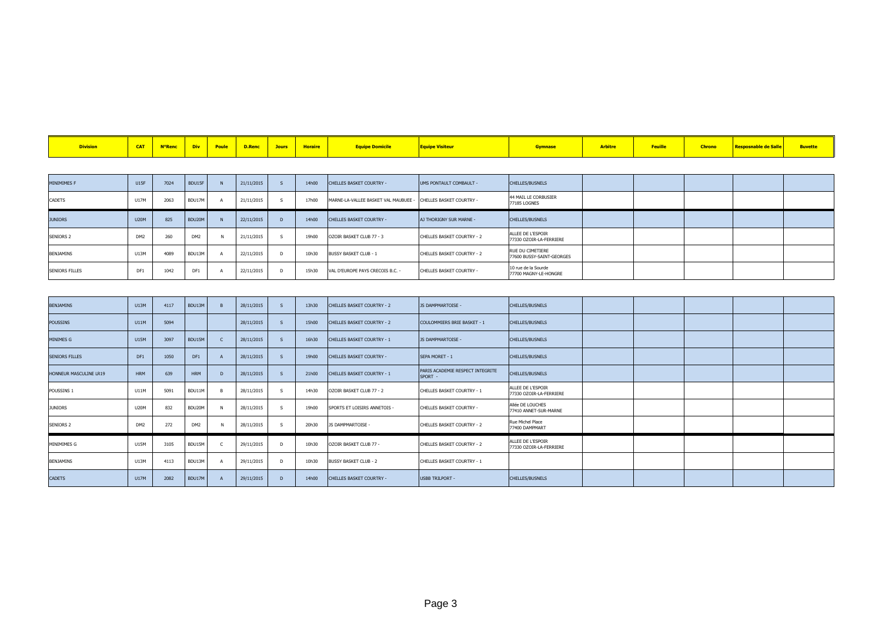| Division | CAT | N°Renc | Div | Poule | D.Renc | Jours | Horaire | Equipe Domicile | Equipe Visiteur | Gymnase | Arbitre | Feuille | Chrono | Resposnable de Salle | Buvette |
|---|---|---|---|---|---|---|---|---|---|---|---|---|---|---|---|
| MINIMIMES F | U15F | 7024 | BDU15F | N | 21/11/2015 | S | 14h00 | CHELLES BASKET COURTRY - | UMS PONTAULT COMBAULT - | CHELLES/BUSNELS | | | | | |
| CADETS | U17M | 2063 | BDU17M | A | 21/11/2015 | S | 17h00 | MARNE-LA-VALLEE BASKET VAL MAUBUEE - | CHELLES BASKET COURTRY - | 44 MAIL LE CORBUSIER 77185 LOGNES | | | | | |
| JUNIORS | U20M | 825 | BDU20M | N | 22/11/2015 | D | 14h00 | CHELLES BASKET COURTRY - | AJ THORIGNY SUR MARNE - | CHELLES/BUSNELS | | | | | |
| SENIORS 2 | DM2 | 260 | DM2 | N | 21/11/2015 | S | 19h00 | OZOIR BASKET CLUB 77 - 3 | CHELLES BASKET COURTRY - 2 | ALLEE DE L'ESPOIR 77330 OZOIR-LA-FERRIERE | | | | | |
| BENJAMINS | U13M | 4089 | BDU13M | A | 22/11/2015 | D | 10h30 | BUSSY BASKET CLUB - 1 | CHELLES BASKET COURTRY - 2 | RUE DU CIMETIERE 77600 BUSSY-SAINT-GEORGES | | | | | |
| SENIORS FILLES | DF1 | 1042 | DF1 | A | 22/11/2015 | D | 15h30 | VAL D'EUROPE PAYS CRECOIS B.C. - | CHELLES BASKET COURTRY - | 10 rue de la Sourde 77700 MAGNY-LE-HONGRE | | | | | |
| BENJAMINS | U13M | 4117 | BDU13M | B | 28/11/2015 | S | 13h30 | CHELLES BASKET COURTRY - 2 | JS DAMPMARTOISE - | CHELLES/BUSNELS | | | | | |
| POUSSINS | U11M | 5094 | | | 28/11/2015 | S | 15h00 | CHELLES BASKET COURTRY - 2 | COULOMMIERS BRIE BASKET - 1 | CHELLES/BUSNELS | | | | | |
| MINIMES G | U15M | 3097 | BDU15M | C | 28/11/2015 | S | 16h30 | CHELLES BASKET COURTRY - 1 | JS DAMPMARTOISE - | CHELLES/BUSNELS | | | | | |
| SENIORS FILLES | DF1 | 1050 | DF1 | A | 28/11/2015 | S | 19h00 | CHELLES BASKET COURTRY - | SEPA MORET - 1 | CHELLES/BUSNELS | | | | | |
| HONNEUR MASCULINE LR19 | HRM | 639 | HRM | D | 28/11/2015 | S | 21h00 | CHELLES BASKET COURTRY - 1 | PARIS ACADEMIE RESPECT INTEGRITE SPORT - | CHELLES/BUSNELS | | | | | |
| POUSSINS 1 | U11M | 5091 | BDU11M | B | 28/11/2015 | S | 14h30 | OZOIR BASKET CLUB 77 - 2 | CHELLES BASKET COURTRY - 1 | ALLEE DE L'ESPOIR 77330 OZOIR-LA-FERRIERE | | | | | |
| JUNIORS | U20M | 832 | BDU20M | N | 28/11/2015 | S | 19h00 | SPORTS ET LOISIRS ANNETOIS - | CHELLES BASKET COURTRY - | Allée DE LOUCHES 77410 ANNET-SUR-MARNE | | | | | |
| SENIORS 2 | DM2 | 272 | DM2 | N | 28/11/2015 | S | 20h30 | JS DAMPMARTOISE - | CHELLES BASKET COURTRY - 2 | Rue Michel Place 77400 DAMPMART | | | | | |
| MINIMIMES G | U15M | 3105 | BDU15M | C | 29/11/2015 | D | 10h30 | OZOIR BASKET CLUB 77 - | CHELLES BASKET COURTRY - 2 | ALLEE DE L'ESPOIR 77330 OZOIR-LA-FERRIERE | | | | | |
| BENJAMINS | U13M | 4113 | BDU13M | A | 29/11/2015 | D | 10h30 | BUSSY BASKET CLUB - 2 | CHELLES BASKET COURTRY - 1 | | | | | | |
| CADETS | U17M | 2082 | BDU17M | A | 29/11/2015 | D | 14h00 | CHELLES BASKET COURTRY - | USBB TRILPORT - | CHELLES/BUSNELS | | | | | |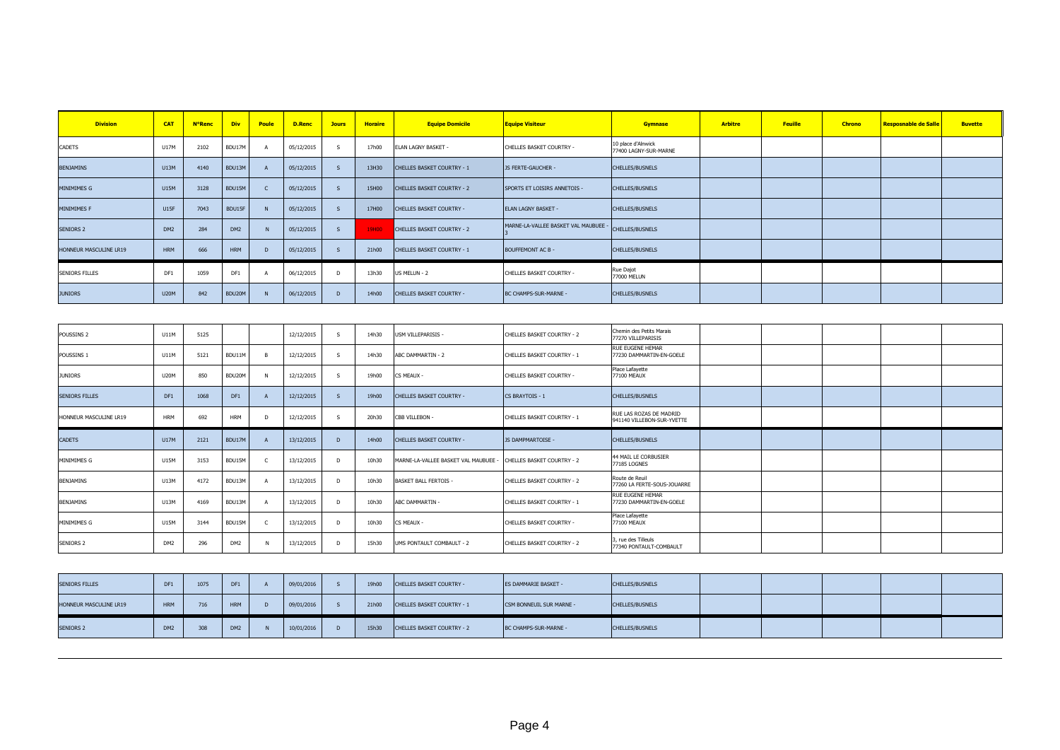| Division | CAT | N°Renc | Div | Poule | D.Renc | Jours | Horaire | Equipe Domicile | Equipe Visiteur | Gymnase | Arbitre | Feuille | Chrono | Resposnable de Salle | Buvette |
|---|---|---|---|---|---|---|---|---|---|---|---|---|---|---|---|
| CADETS | U17M | 2102 | BDU17M | A | 05/12/2015 | S | 17h00 | ELAN LAGNY BASKET - | CHELLES BASKET COURTRY - | 10 place d'Alnwick 77400 LAGNY-SUR-MARNE | | | | | |
| BENJAMINS | U13M | 4140 | BDU13M | A | 05/12/2015 | S | 13H30 | CHELLES BASKET COURTRY - 1 | JS FERTE-GAUCHER - | CHELLES/BUSNELS | | | | | |
| MINIMIMES G | U15M | 3128 | BDU15M | C | 05/12/2015 | S | 15H00 | CHELLES BASKET COURTRY - 2 | SPORTS ET LOISIRS ANNETOIS - | CHELLES/BUSNELS | | | | | |
| MINIMIMES F | U15F | 7043 | BDU15F | N | 05/12/2015 | S | 17H00 | CHELLES BASKET COURTRY - | ELAN LAGNY BASKET - | CHELLES/BUSNELS | | | | | |
| SENIORS 2 | DM2 | 284 | DM2 | N | 05/12/2015 | S | 19h00 | CHELLES BASKET COURTRY - 2 | MARNE-LA-VALLEE BASKET VAL MAUBUEE - 3 | CHELLES/BUSNELS | | | | | |
| HONNEUR MASCULINE LR19 | HRM | 666 | HRM | D | 05/12/2015 | S | 21h00 | CHELLES BASKET COURTRY - 1 | BOUFFEMONT AC B - | CHELLES/BUSNELS | | | | | |
| SENIORS FILLES | DF1 | 1059 | DF1 | A | 06/12/2015 | D | 13h30 | US MELUN - 2 | CHELLES BASKET COURTRY - | Rue Dajot 77000 MELUN | | | | | |
| JUNIORS | U20M | 842 | BDU20M | N | 06/12/2015 | D | 14h00 | CHELLES BASKET COURTRY - | BC CHAMPS-SUR-MARNE - | CHELLES/BUSNELS | | | | | |
| POUSSINS 2 | U11M | 5125 | | | 12/12/2015 | S | 14h30 | USM VILLEPARISIS - | CHELLES BASKET COURTRY - 2 | Chemin des Petits Marais 77270 VILLEPARISIS | | | | | |
| POUSSINS 1 | U11M | 5121 | BDU11M | B | 12/12/2015 | S | 14h30 | ABC DAMMARTIN - 2 | CHELLES BASKET COURTRY - 1 | RUE EUGENE HEMAR 77230 DAMMARTIN-EN-GOELE | | | | | |
| JUNIORS | U20M | 850 | BDU20M | N | 12/12/2015 | S | 19h00 | CS MEAUX - | CHELLES BASKET COURTRY - | Place Lafayette 77100 MEAUX | | | | | |
| SENIORS FILLES | DF1 | 1068 | DF1 | A | 12/12/2015 | S | 19h00 | CHELLES BASKET COURTRY - | CS BRAYTOIS - 1 | CHELLES/BUSNELS | | | | | |
| HONNEUR MASCULINE LR19 | HRM | 692 | HRM | D | 12/12/2015 | S | 20h30 | CBB VILLEBON - | CHELLES BASKET COURTRY - 1 | RUE LAS ROZAS DE MADRID 941140 VILLEBON-SUR-YVETTE | | | | | |
| CADETS | U17M | 2121 | BDU17M | A | 13/12/2015 | D | 14h00 | CHELLES BASKET COURTRY - | JS DAMPMARTOISE - | CHELLES/BUSNELS | | | | | |
| MINIMIMES G | U15M | 3153 | BDU15M | C | 13/12/2015 | D | 10h30 | MARNE-LA-VALLEE BASKET VAL MAUBUEE - | CHELLES BASKET COURTRY - 2 | 44 MAIL LE CORBUSIER 77185 LOGNES | | | | | |
| BENJAMINS | U13M | 4172 | BDU13M | A | 13/12/2015 | D | 10h30 | BASKET BALL FERTOIS - | CHELLES BASKET COURTRY - 2 | Route de Reuil 77260 LA FERTE-SOUS-JOUARRE | | | | | |
| BENJAMINS | U13M | 4169 | BDU13M | A | 13/12/2015 | D | 10h30 | ABC DAMMARTIN - | CHELLES BASKET COURTRY - 1 | RUE EUGENE HEMAR 77230 DAMMARTIN-EN-GOELE | | | | | |
| MINIMIMES G | U15M | 3144 | BDU15M | C | 13/12/2015 | D | 10h30 | CS MEAUX - | CHELLES BASKET COURTRY - | Place Lafayette 77100 MEAUX | | | | | |
| SENIORS 2 | DM2 | 296 | DM2 | N | 13/12/2015 | D | 15h30 | UMS PONTAULT COMBAULT - 2 | CHELLES BASKET COURTRY - 2 | 3, rue des Tilleuls 77340 PONTAULT-COMBAULT | | | | | |
| SENIORS FILLES | DF1 | 1075 | DF1 | A | 09/01/2016 | S | 19h00 | CHELLES BASKET COURTRY - | ES DAMMARIE BASKET - | CHELLES/BUSNELS | | | | | |
| HONNEUR MASCULINE LR19 | HRM | 716 | HRM | D | 09/01/2016 | S | 21h00 | CHELLES BASKET COURTRY - 1 | CSM BONNEUIL SUR MARNE - | CHELLES/BUSNELS | | | | | |
| SENIORS 2 | DM2 | 308 | DM2 | N | 10/01/2016 | D | 15h30 | CHELLES BASKET COURTRY - 2 | BC CHAMPS-SUR-MARNE - | CHELLES/BUSNELS | | | | | |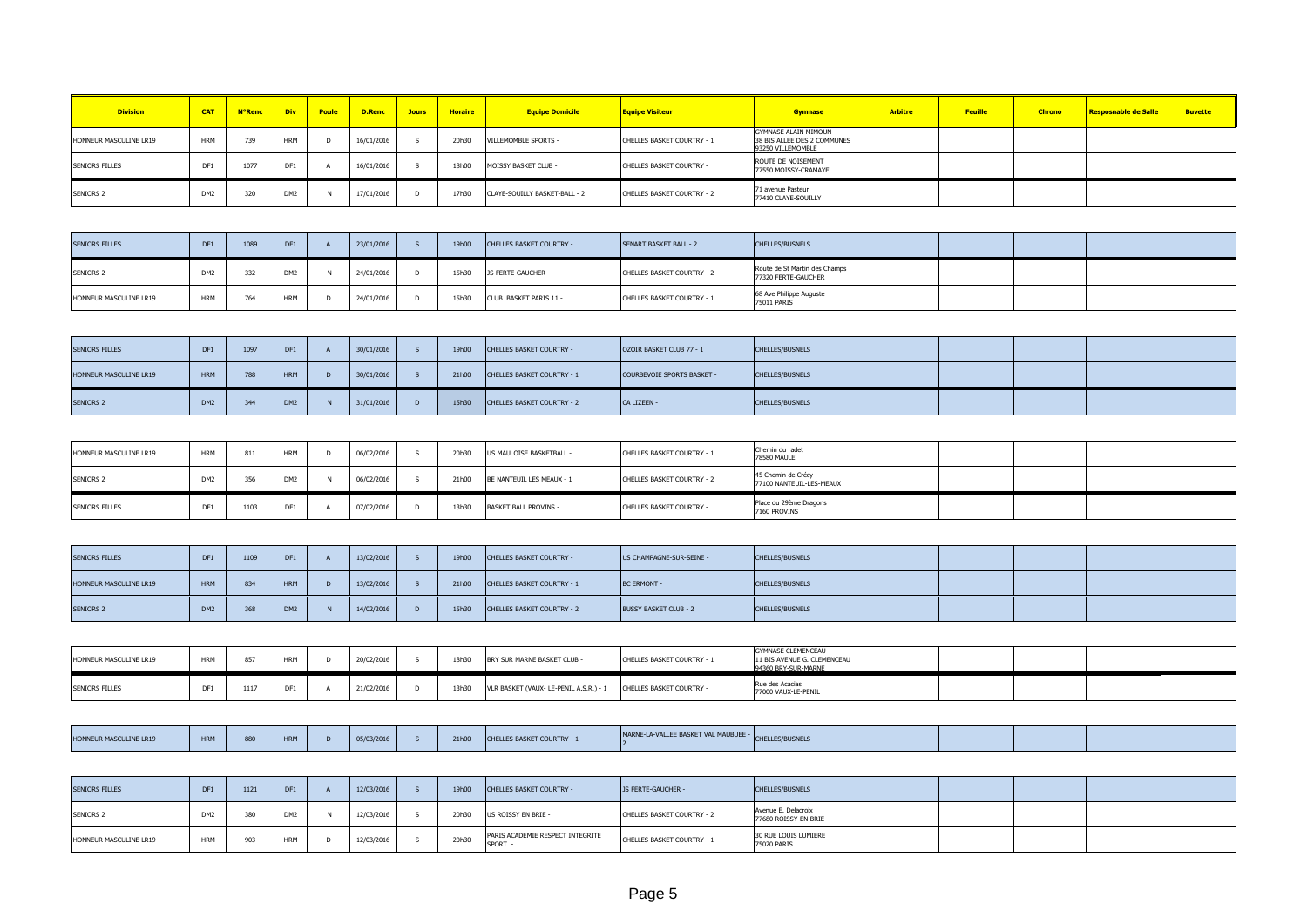| Division | CAT | N°Renc | Div | Poule | D.Renc | Jours | Horaire | Equipe Domicile | Equipe Visiteur | Gymnase | Arbitre | Feuille | Chrono | Resposnable de Salle | Buvette |
|---|---|---|---|---|---|---|---|---|---|---|---|---|---|---|---|
| HONNEUR MASCULINE LR19 | HRM | 739 | HRM | D | 16/01/2016 | S | 20h30 | VILLEMOMBLE SPORTS - | CHELLES BASKET COURTRY - 1 | GYMNASE ALAIN MIMOUN 38 BIS ALLEE DES 2 COMMUNES 93250 VILLEMOMBLE | | | | | |
| SENIORS FILLES | DF1 | 1077 | DF1 | A | 16/01/2016 | S | 18h00 | MOISSY BASKET CLUB - | CHELLES BASKET COURTRY - | ROUTE DE NOISEMENT 77550 MOISSY-CRAMAYEL | | | | | |
| SENIORS 2 | DM2 | 320 | DM2 | N | 17/01/2016 | D | 17h30 | CLAYE-SOUILLY BASKET-BALL - 2 | CHELLES BASKET COURTRY - 2 | 71 avenue Pasteur 77410 CLAYE-SOUILLY | | | | | |
| SENIORS FILLES | DF1 | 1089 | DF1 | A | 23/01/2016 | S | 19h00 | CHELLES BASKET COURTRY - | SENART BASKET BALL - 2 | CHELLES/BUSNELS | | | | | |
| SENIORS 2 | DM2 | 332 | DM2 | N | 24/01/2016 | D | 15h30 | JS FERTE-GAUCHER - | CHELLES BASKET COURTRY - 2 | Route de St Martin des Champs 77320 FERTE-GAUCHER | | | | | |
| HONNEUR MASCULINE LR19 | HRM | 764 | HRM | D | 24/01/2016 | D | 15h30 | CLUB BASKET PARIS 11 - | CHELLES BASKET COURTRY - 1 | 68 Ave Philippe Auguste 75011 PARIS | | | | | |
| SENIORS FILLES | DF1 | 1097 | DF1 | A | 30/01/2016 | S | 19h00 | CHELLES BASKET COURTRY - | OZOIR BASKET CLUB 77 - 1 | CHELLES/BUSNELS | | | | | |
| HONNEUR MASCULINE LR19 | HRM | 788 | HRM | D | 30/01/2016 | S | 21h00 | CHELLES BASKET COURTRY - 1 | COURBEVOIE SPORTS BASKET - | CHELLES/BUSNELS | | | | | |
| SENIORS 2 | DM2 | 344 | DM2 | N | 31/01/2016 | D | 15h30 | CHELLES BASKET COURTRY - 2 | CA LIZEEN - | CHELLES/BUSNELS | | | | | |
| HONNEUR MASCULINE LR19 | HRM | 811 | HRM | D | 06/02/2016 | S | 20h30 | US MAULOISE BASKETBALL - | CHELLES BASKET COURTRY - 1 | Chemin du radet 78580 MAULE | | | | | |
| SENIORS 2 | DM2 | 356 | DM2 | N | 06/02/2016 | S | 21h00 | BE NANTEUIL LES MEAUX - 1 | CHELLES BASKET COURTRY - 2 | 45 Chemin de Crécy 77100 NANTEUIL-LES-MEAUX | | | | | |
| SENIORS FILLES | DF1 | 1103 | DF1 | A | 07/02/2016 | D | 13h30 | BASKET BALL PROVINS - | CHELLES BASKET COURTRY - | Place du 29ème Dragons 7160 PROVINS | | | | | |
| SENIORS FILLES | DF1 | 1109 | DF1 | A | 13/02/2016 | S | 19h00 | CHELLES BASKET COURTRY - | US CHAMPAGNE-SUR-SEINE - | CHELLES/BUSNELS | | | | | |
| HONNEUR MASCULINE LR19 | HRM | 834 | HRM | D | 13/02/2016 | S | 21h00 | CHELLES BASKET COURTRY - 1 | BC ERMONT - | CHELLES/BUSNELS | | | | | |
| SENIORS 2 | DM2 | 368 | DM2 | N | 14/02/2016 | D | 15h30 | CHELLES BASKET COURTRY - 2 | BUSSY BASKET CLUB - 2 | CHELLES/BUSNELS | | | | | |
| HONNEUR MASCULINE LR19 | HRM | 857 | HRM | D | 20/02/2016 | S | 18h30 | BRY SUR MARNE BASKET CLUB - | CHELLES BASKET COURTRY - 1 | GYMNASE CLEMENCEAU 11 BIS AVENUE G. CLEMENCEAU 94360 BRY-SUR-MARNE | | | | | |
| SENIORS FILLES | DF1 | 1117 | DF1 | A | 21/02/2016 | D | 13h30 | VLR BASKET (VAUX- LE-PENIL A.S.R.) - 1 | CHELLES BASKET COURTRY - | Rue des Acacias 77000 VAUX-LE-PENIL | | | | | |
| HONNEUR MASCULINE LR19 | HRM | 880 | HRM | D | 05/03/2016 | S | 21h00 | CHELLES BASKET COURTRY - 1 | MARNE-LA-VALLEE BASKET VAL MAUBUEE - 2 | CHELLES/BUSNELS | | | | | |
| SENIORS FILLES | DF1 | 1121 | DF1 | A | 12/03/2016 | S | 19h00 | CHELLES BASKET COURTRY - | JS FERTE-GAUCHER - | CHELLES/BUSNELS | | | | | |
| SENIORS 2 | DM2 | 380 | DM2 | N | 12/03/2016 | S | 20h30 | US ROISSY EN BRIE - | CHELLES BASKET COURTRY - 2 | Avenue E. Delacroix 77680 ROISSY-EN-BRIE | | | | | |
| HONNEUR MASCULINE LR19 | HRM | 903 | HRM | D | 12/03/2016 | S | 20h30 | PARIS ACADEMIE RESPECT INTEGRITE SPORT - | CHELLES BASKET COURTRY - 1 | 30 RUE LOUIS LUMIERE 75020 PARIS | | | | | |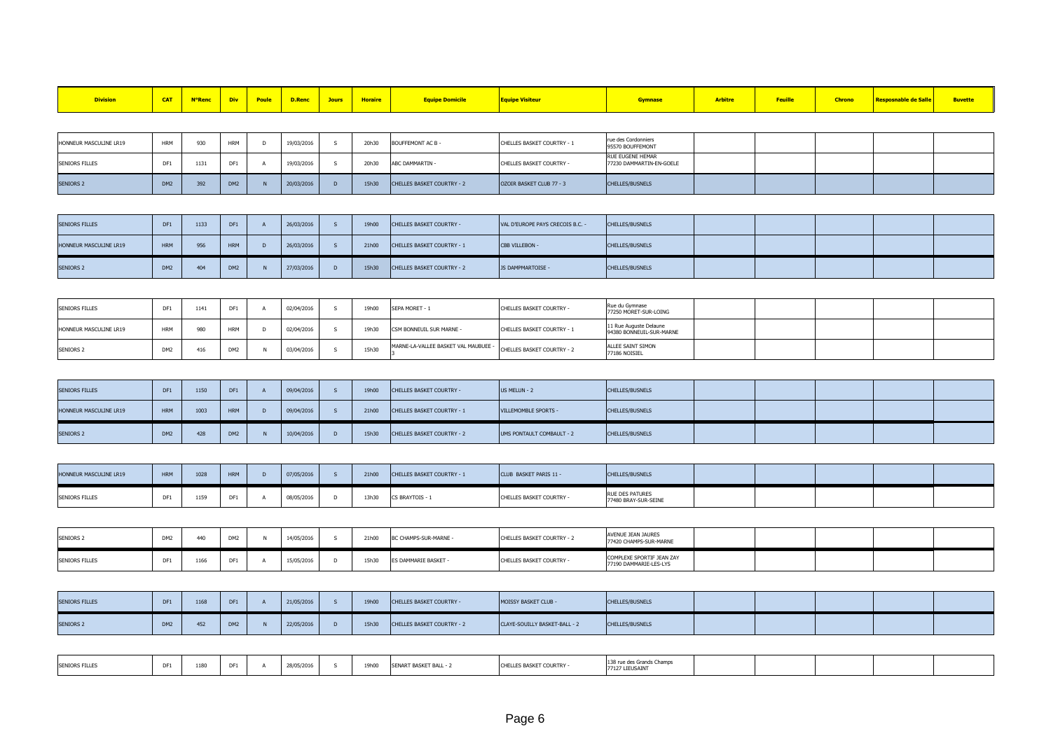| Division | CAT | N°Renc | Div | Poule | D.Renc | Jours | Horaire | Equipe Domicile | Equipe Visiteur | Gymnase | Arbitre | Feuille | Chrono | Resposnable de Salle | Buvette |
|---|---|---|---|---|---|---|---|---|---|---|---|---|---|---|---|
| HONNEUR MASCULINE LR19 | HRM | 930 | HRM | D | 19/03/2016 | S | 20h30 | BOUFFEMONT AC B - | CHELLES BASKET COURTRY - 1 | rue des Cordonniers 95570 BOUFFEMONT | | | | | |
| SENIORS FILLES | DF1 | 1131 | DF1 | A | 19/03/2016 | S | 20h30 | ABC DAMMARTIN - | CHELLES BASKET COURTRY - | RUE EUGENE HEMAR 77230 DAMMARTIN-EN-GOELE | | | | | |
| SENIORS 2 | DM2 | 392 | DM2 | N | 20/03/2016 | D | 15h30 | CHELLES BASKET COURTRY - 2 | OZOIR BASKET CLUB 77 - 3 | CHELLES/BUSNELS | | | | | |
| SENIORS FILLES | DF1 | 1133 | DF1 | A | 26/03/2016 | S | 19h00 | CHELLES BASKET COURTRY - | VAL D'EUROPE PAYS CRECOIS B.C. - | CHELLES/BUSNELS | | | | | |
| HONNEUR MASCULINE LR19 | HRM | 956 | HRM | D | 26/03/2016 | S | 21h00 | CHELLES BASKET COURTRY - 1 | CBB VILLEBON - | CHELLES/BUSNELS | | | | | |
| SENIORS 2 | DM2 | 404 | DM2 | N | 27/03/2016 | D | 15h30 | CHELLES BASKET COURTRY - 2 | JS DAMPMARTOISE - | CHELLES/BUSNELS | | | | | |
| SENIORS FILLES | DF1 | 1141 | DF1 | A | 02/04/2016 | S | 19h00 | SEPA MORET - 1 | CHELLES BASKET COURTRY - | Rue du Gymnase 77250 MORET-SUR-LOING | | | | | |
| HONNEUR MASCULINE LR19 | HRM | 980 | HRM | D | 02/04/2016 | S | 19h30 | CSM BONNEUIL SUR MARNE - | CHELLES BASKET COURTRY - 1 | 11 Rue Auguste Delaune 94380 BONNEUIL-SUR-MARNE | | | | | |
| SENIORS 2 | DM2 | 416 | DM2 | N | 03/04/2016 | S | 15h30 | MARNE-LA-VALLEE BASKET VAL MAUBUEE - 3 | CHELLES BASKET COURTRY - 2 | ALLEE SAINT SIMON 77186 NOISIEL | | | | | |
| SENIORS FILLES | DF1 | 1150 | DF1 | A | 09/04/2016 | S | 19h00 | CHELLES BASKET COURTRY - | US MELUN - 2 | CHELLES/BUSNELS | | | | | |
| HONNEUR MASCULINE LR19 | HRM | 1003 | HRM | D | 09/04/2016 | S | 21h00 | CHELLES BASKET COURTRY - 1 | VILLEMOMBLE SPORTS - | CHELLES/BUSNELS | | | | | |
| SENIORS 2 | DM2 | 428 | DM2 | N | 10/04/2016 | D | 15h30 | CHELLES BASKET COURTRY - 2 | UMS PONTAULT COMBAULT - 2 | CHELLES/BUSNELS | | | | | |
| HONNEUR MASCULINE LR19 | HRM | 1028 | HRM | D | 07/05/2016 | S | 21h00 | CHELLES BASKET COURTRY - 1 | CLUB BASKET PARIS 11 - | CHELLES/BUSNELS | | | | | |
| SENIORS FILLES | DF1 | 1159 | DF1 | A | 08/05/2016 | D | 13h30 | CS BRAYTOIS - 1 | CHELLES BASKET COURTRY - | RUE DES PATURES 77480 BRAY-SUR-SEINE | | | | | |
| SENIORS 2 | DM2 | 440 | DM2 | N | 14/05/2016 | S | 21h00 | BC CHAMPS-SUR-MARNE - | CHELLES BASKET COURTRY - 2 | AVENUE JEAN JAURES 77420 CHAMPS-SUR-MARNE | | | | | |
| SENIORS FILLES | DF1 | 1166 | DF1 | A | 15/05/2016 | D | 15h30 | ES DAMMARIE BASKET - | CHELLES BASKET COURTRY - | COMPLEXE SPORTIF JEAN ZAY 77190 DAMMARIE-LES-LYS | | | | | |
| SENIORS FILLES | DF1 | 1168 | DF1 | A | 21/05/2016 | S | 19h00 | CHELLES BASKET COURTRY - | MOISSY BASKET CLUB - | CHELLES/BUSNELS | | | | | |
| SENIORS 2 | DM2 | 452 | DM2 | N | 22/05/2016 | D | 15h30 | CHELLES BASKET COURTRY - 2 | CLAYE-SOUILLY BASKET-BALL - 2 | CHELLES/BUSNELS | | | | | |
| SENIORS FILLES | DF1 | 1180 | DF1 | A | 28/05/2016 | S | 19h00 | SENART BASKET BALL - 2 | CHELLES BASKET COURTRY - | 138 rue des Grands Champs 77127 LIEUSAINT | | | | | |